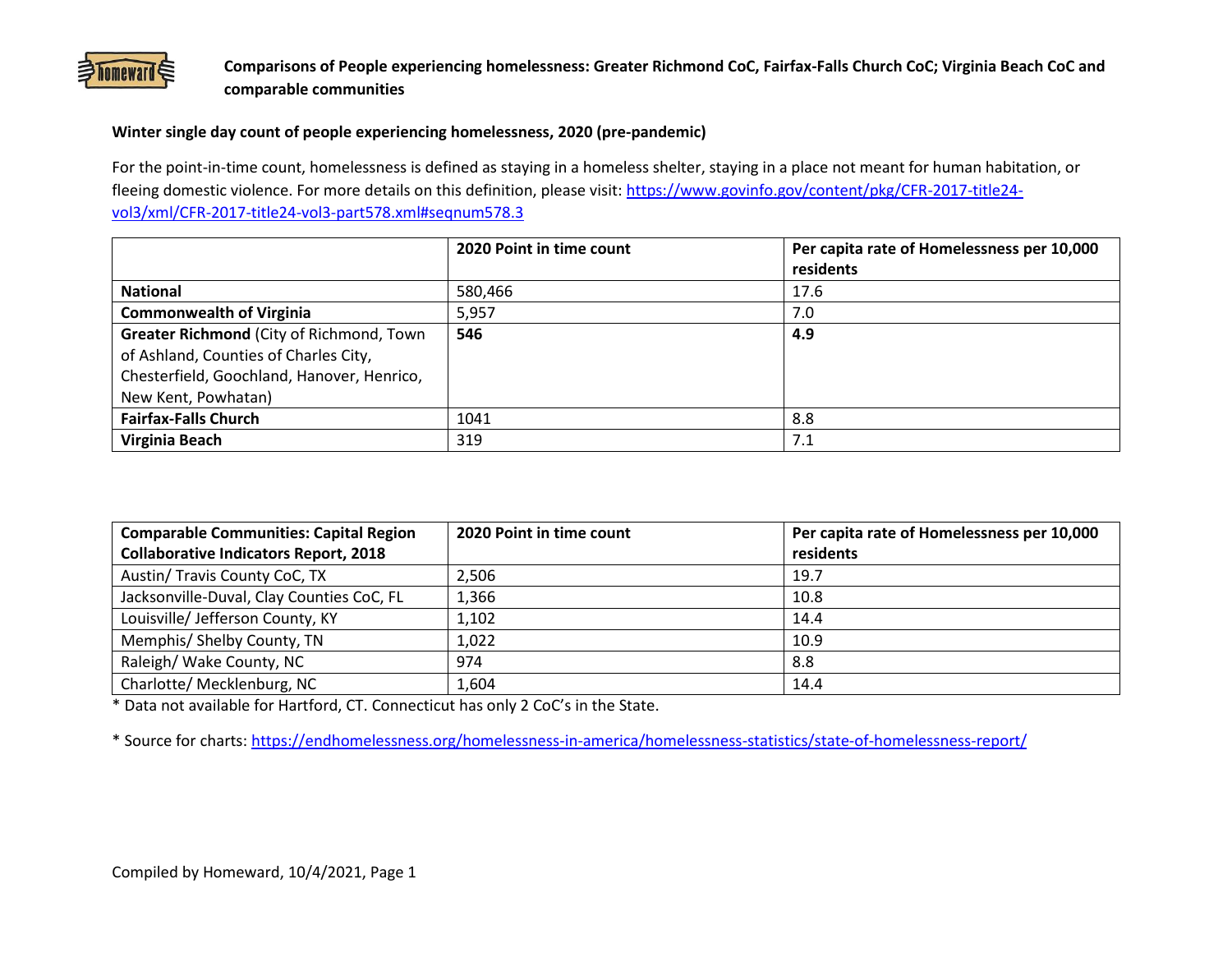# Comparisons of People experiencing homelessness: Greater Richmond CoC, Fairfax-Falls Church CoC; Virginia Beach CoC and comparable communities

**Winter single day count of people experiencing homelessness, 2020 (pre-pandemic)**

For the point-in-time count, homelessness is defined as staying in a homeless shelter, staying in a place not meant for human habitation, or fleeing domestic violence. For more details on this definition, please visit: https://www.govinfo.gov/content/pkg/CFR-2017-title24-vol3/xml/CFR-2017-title24-vol3-part578.xml#seqnum578.3

| | **2020 Point in time count** | **Per capita rate of Homelessness per 10,000 residents** |
|---|---|---|
| **National** | 580,466 | 17.6 |
| **Commonwealth of Virginia** | 5,957 | 7.0 |
| **Greater Richmond** (City of Richmond, Town of Ashland, Counties of Charles City, Chesterfield, Goochland, Hanover, Henrico, New Kent, Powhatan) | **546** | **4.9** |
| **Fairfax-Falls Church** | 1041 | 8.8 |
| **Virginia Beach** | 319 | 7.1 |

| **Comparable Communities: Capital Region Collaborative Indicators Report, 2018** | **2020 Point in time count** | **Per capita rate of Homelessness per 10,000 residents** |
|---|---|---|
| Austin/ Travis County CoC, TX | 2,506 | 19.7 |
| Jacksonville-Duval, Clay Counties CoC, FL | 1,366 | 10.8 |
| Louisville/ Jefferson County, KY | 1,102 | 14.4 |
| Memphis/ Shelby County, TN | 1,022 | 10.9 |
| Raleigh/ Wake County, NC | 974 | 8.8 |
| Charlotte/ Mecklenburg, NC | 1,604 | 14.4 |

* Data not available for Hartford, CT. Connecticut has only 2 CoC's in the State.

* Source for charts: https://endhomelessness.org/homelessness-in-america/homelessness-statistics/state-of-homelessness-report/

Compiled by Homeward, 10/4/2021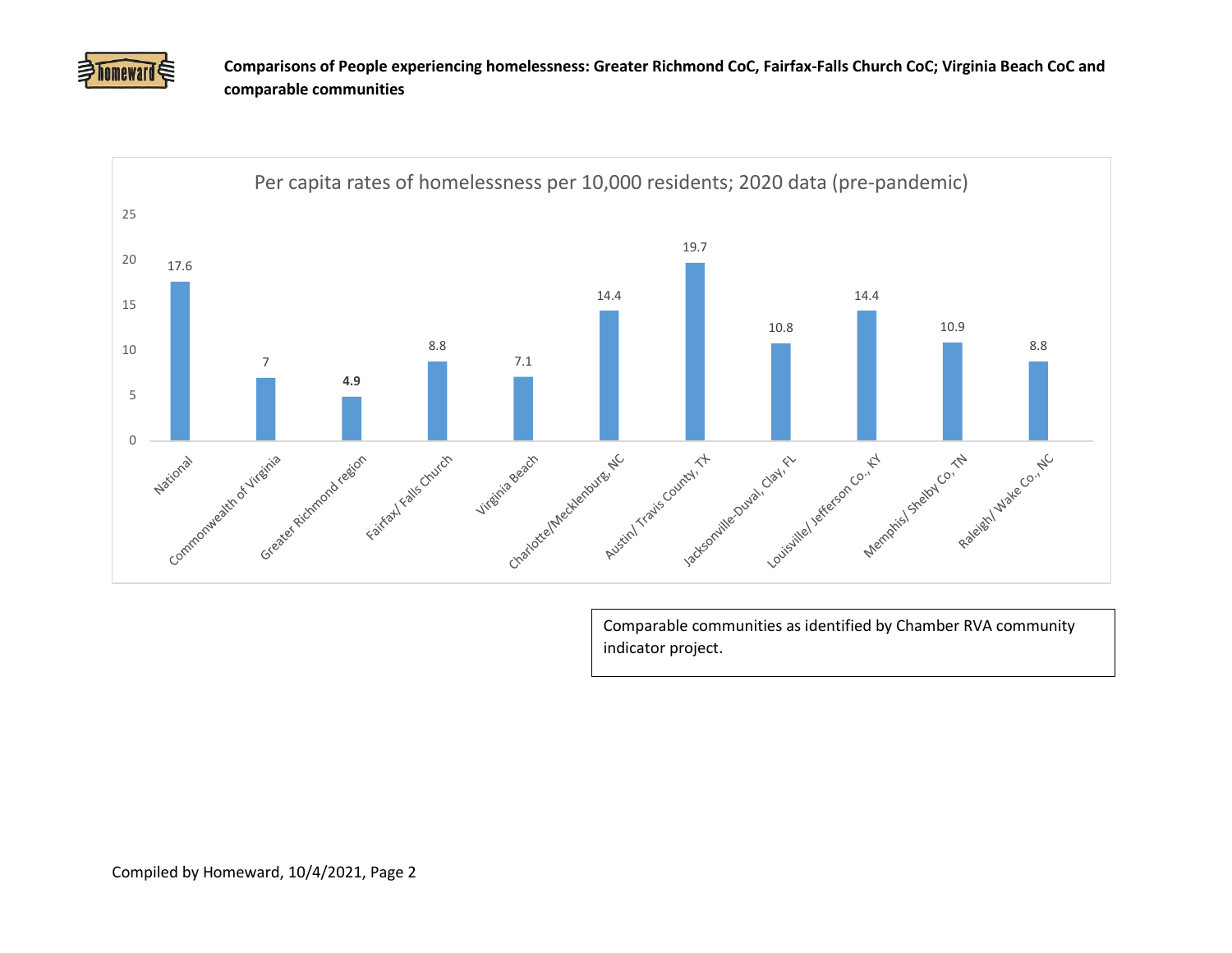**Comparisons of People experiencing homelessness: Greater Richmond CoC, Fairfax-Falls Church CoC; Virginia Beach CoC and comparable communities**

Per capita rates of homelessness per 10,000 residents; 2020 data (pre-pandemic)

25
20
15
10
5
0

17.6
7
**4.9**
8.8
7.1
14.4
19.7
10.8
14.4
10.9
8.8

National
Commonwealth of Virginia
Greater Richmond region
Fairfax/ Falls Church
Virginia Beach
Charlotte/Mecklenburg, NC
Austin/ Travis County, TX
Jacksonville-Duval, Clay, FL
Louisville/ Jefferson Co., KY
Memphis/ Shelby Co, TN
Raleigh/ Wake Co., NC

Comparable communities as identified by Chamber RVA community indicator project.

Compiled by Homeward, 10/4/2021, Page 2